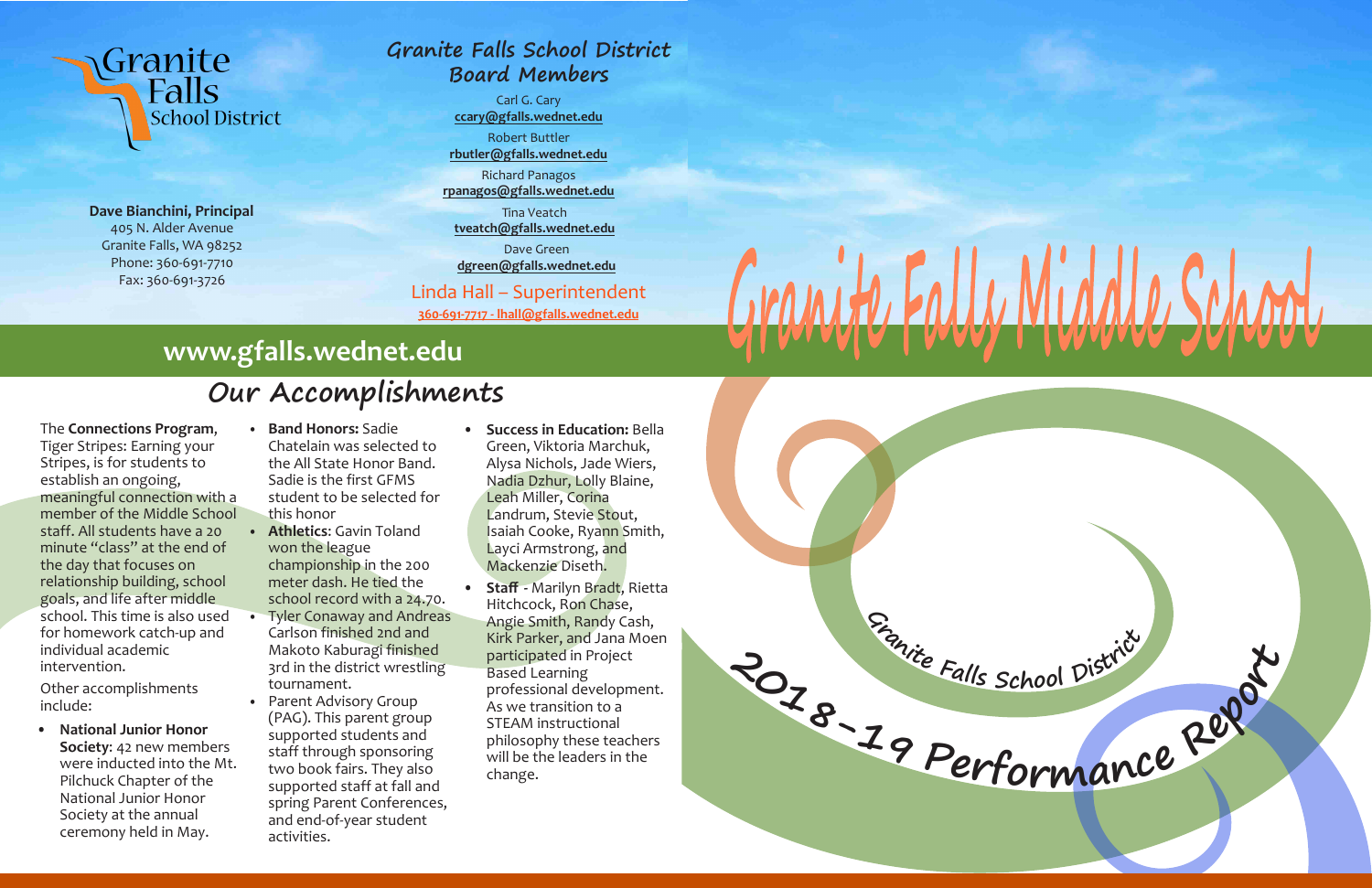Granite Falls School District

**Dave Bianchini, Principal**
405 N. Alder Avenue
Granite Falls, WA 98252
Phone: 360-691-7710
Fax: 360-691-3726

## Granite Falls School District Board Members

Carl G. Cary
**ccary@gfalls.wednet.edu**

Robert Buttler
**rbutler@gfalls.wednet.edu**

Richard Panagos
**rpanagos@gfalls.wednet.edu**

Tina Veatch
**tveatch@gfalls.wednet.edu**

Dave Green
**dgreen@gfalls.wednet.edu**

Linda Hall – Superintendent
**360-691-7717 - lhall@gfalls.wednet.edu**

## www.gfalls.wednet.edu

# Granite Falls Middle School

## Granite Falls School District 2018-19 Performance Report

## Our Accomplishments

The **Connections Program**, Tiger Stripes: Earning your Stripes, is for students to establish an ongoing, meaningful connection with a member of the Middle School staff. All students have a 20 minute "class" at the end of the day that focuses on relationship building, school goals, and life after middle school. This time is also used for homework catch-up and individual academic intervention.

Other accomplishments include:

- **National Junior Honor Society**: 42 new members were inducted into the Mt. Pilchuck Chapter of the National Junior Honor Society at the annual ceremony held in May.
- **Band Honors:** Sadie Chatelain was selected to the All State Honor Band. Sadie is the first GFMS student to be selected for this honor
- **Athletics**: Gavin Toland won the league championship in the 200 meter dash. He tied the school record with a 24.70.
- Tyler Conaway and Andreas Carlson finished 2nd and Makoto Kaburagi finished 3rd in the district wrestling tournament.
- Parent Advisory Group (PAG). This parent group supported students and staff through sponsoring two book fairs. They also supported staff at fall and spring Parent Conferences, and end-of-year student activities.
- **Success in Education:** Bella Green, Viktoria Marchuk, Alysa Nichols, Jade Wiers, Nadia Dzhur, Lolly Blaine, Leah Miller, Corina Landrum, Stevie Stout, Isaiah Cooke, Ryann Smith, Layci Armstrong, and Mackenzie Diseth.
- **Staff** - Marilyn Bradt, Rietta Hitchcock, Ron Chase, Angie Smith, Randy Cash, Kirk Parker, and Jana Moen participated in Project Based Learning professional development. As we transition to a STEAM instructional philosophy these teachers will be the leaders in the change.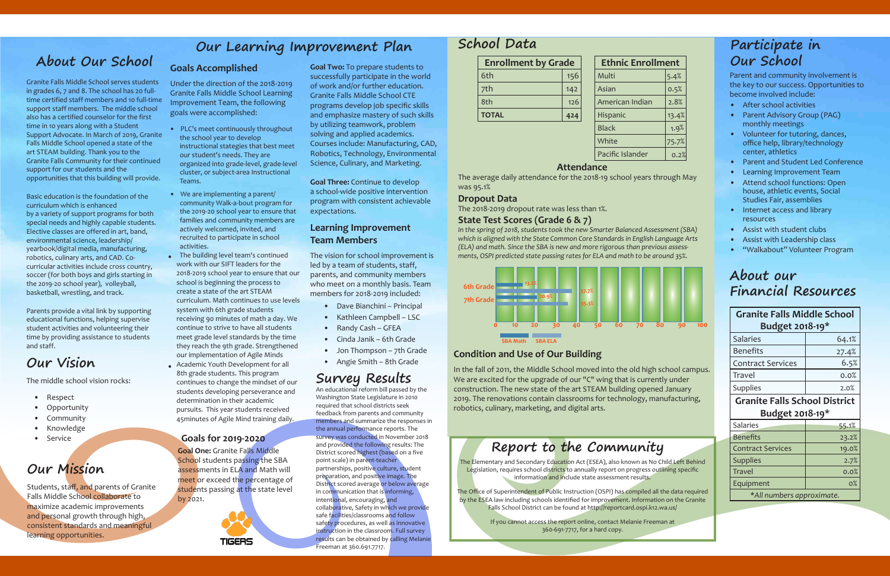# About Our School

Granite Falls Middle School serves students in grades 6, 7 and 8. The school has 20 full-time certified staff members and 10 full-time support staff members. The middle school also has a certified counselor for the first time in 10 years along with a Student Support Advocate. In March of 2019, Granite Falls Middle School opened a state of the art STEAM building. Thank you to the Granite Falls Community for their continued support for our students and the opportunities that this building will provide.

Basic education is the foundation of the curriculum which is enhanced by a variety of support programs for both special needs and highly capable students. Elective classes are offered in art, band, environmental science, leadership/ yearbook/digital media, manufacturing, robotics, culinary arts, and CAD. Co-curricular activities include cross country, soccer (for both boys and girls starting in the 2019-20 school year), volleyball, basketball, wrestling, and track.

Parents provide a vital link by supporting educational functions, helping supervise student activities and volunteering their time by providing assistance to students and staff.

## Our Vision

The middle school vision rocks:

- Respect
- Opportunity
- Community
- Knowledge
- Service

## Our Mission

Students, staff, and parents of Granite Falls Middle School collaborate to maximize academic improvements and personal growth through high, consistent standards and meaningful learning opportunities.

# Our Learning Improvement Plan

## Goals Accomplished

Under the direction of the 2018-2019 Granite Falls Middle School Learning Improvement Team, the following goals were accomplished:

- PLC's meet continuously throughout the school year to develop instructional stategies that best meet our student's needs. They are organized into grade-level, grade-level cluster, or subject-area Instructional Teams.
- We are implementing a parent/ community Walk-a-bout program for the 2019-20 school year to ensure that families and community members are actively welcomed, invited, and recruited to participate in school activities.
- The building level team's continued work with our SIFT leaders for the 2018-2019 school year to ensure that our school is beginning the process to create a state of the art STEAM curriculum. Math continues to use levels system with 6th grade students receiving 90 minutes of math a day. We continue to strive to have all students meet grade level standards by the time they reach the 9th grade. Strengthened our implementation of Agile Minds
- Academic Youth Development for all 8th grade students. This program continues to change the mindset of our students developing perseverance and determination in their academic pursuits. This year students received 45minutes of Agile Mind training daily.

## Goals for 2019-2020

**Goal One:** Granite Falls Middle School students passing the SBA assessments in ELA and Math will meet or exceed the percentage of students passing at the state level by 2021.

**Goal Two:** To prepare students to successfully participate in the world of work and/or further education. Granite Falls Middle School CTE programs develop job specific skills and emphasize mastery of such skills by utilizing teamwork, problem solving and applied academics. Courses include: Manufacturing, CAD, Robotics, Technology, Environmental Science, Culinary, and Marketing.

**Goal Three:** Continue to develop a school-wide positive intervention program with consistent achievable expectations.

## Learning Improvement Team Members

The vision for school improvement is led by a team of students, staff, parents, and community members who meet on a monthly basis. Team members for 2018-2019 included:

- Dave Bianchini – Principal
- Kathleen Campbell – LSC
- Randy Cash – GFEA
- Cinda Janik – 6th Grade
- Jon Thompson – 7th Grade
- Angie Smith – 8th Grade

## Survey Results

An educational reform bill passed by the Washington State Legislature in 2010 required that school districts seek feedback from parents and community members and summarize the responses in the annual performance reports. The survey was conducted in November 2018 and provided the following results: The District scored highest (based on a five point scale) in parent-teacher partnerships, positive culture, student preparation, and positive image. The District scored average or below average in communication that is informing, intentional, encouraging, and collaborative, Safety in which we provide safe facilities/classrooms and follow safety procedures, as well as innovative instruction in the classroom. Full survey results can be obtained by calling Melanie Freeman at 360.691.7717.

TIGERS

# School Data

| Enrollment by Grade | |
|---|---|
| 6th | 156 |
| 7th | 142 |
| 8th | 126 |
| **TOTAL** | **424** |

| Ethnic Enrollment | |
|---|---|
| Multi | 5.4% |
| Asian | 0.5% |
| American Indian | 2.8% |
| Hispanic | 13.4% |
| Black | 1.9% |
| White | 75.7% |
| Pacific Islander | 0.2% |

### Attendance

The average daily attendance for the 2018-19 school years through May was 95.1%

### Dropout Data

The 2018-2019 dropout rate was less than 1%.

### State Test Scores (Grade 6 & 7)

*In the spring of 2018, students took the new Smarter Balanced Assessment (SBA) which is aligned with the State Common Core Standards in English Language Arts (ELA) and math. Since the SBA is new and more rigorous than previous assessments, OSPI predicted state passing rates for ELA and math to be around 35%.*

6th Grade
7th Grade
13.2%
20.9%
37.7%
35.3%
0 10 20 30 40 50 60 70 80 90 100
SBA Math SBA ELA

### Condition and Use of Our Building

In the fall of 2011, the Middle School moved into the old high school campus. We are excited for the upgrade of our "C" wing that is currently under construction. The new state of the art STEAM building opened January 2019. The renovations contain classrooms for technology, manufacturing, robotics, culinary, marketing, and digital arts.

## Report to the Community

The Elementary and Secondary Education Act (ESEA), also known as No Child Left Behind Legislation, requires school districts to annually report on progress outlining specific information and include state assessment results.

The Office of Superintendent of Public Instruction (OSPI) has compiled all the data required by the ESEA law including schools identified for improvement. Information on the Granite Falls School District can be found at http://reportcard.ospi.k12.wa.us/

If you cannot access the report online, contact Melanie Freeman at 360-691-7717, for a hard copy.

# Participate in Our School

Parent and community involvement is the key to our success. Opportunities to become involved include:

- After school activities
- Parent Advisory Group (PAG) monthly meetings
- Volunteer for tutoring, dances, office help, library/technology center, athletics
- Parent and Student Led Conference
- Learning Improvement Team
- Attend school functions: Open house, athletic events, Social Studies Fair, assemblies
- Internet access and library resources
- Assist with student clubs
- Assist with Leadership class
- "Walkabout" Volunteer Program

# About our Financial Resources

| Granite Falls Middle School Budget 2018-19* | |
|---|---|
| Salaries | 64.1% |
| Benefits | 27.4% |
| Contract Services | 6.5% |
| Travel | 0.0% |
| Supplies | 2.0% |

| Granite Falls School District Budget 2018-19* | |
|---|---|
| Salaries | 55.1% |
| Benefits | 23.2% |
| Contract Services | 19.0% |
| Supplies | 2.7% |
| Travel | 0.0% |
| Equipment | 0% |

*\*All numbers approximate.*